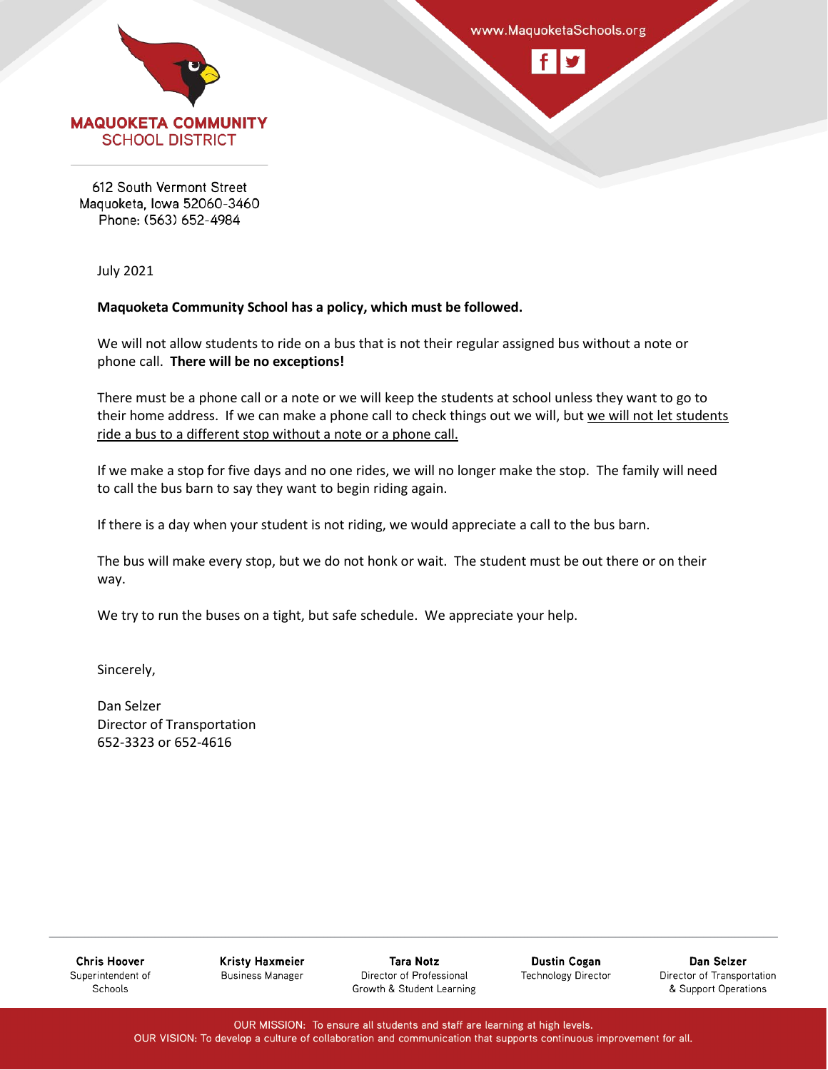**MAQUOKETA COMMUNITY SCHOOL DISTRICT**

www.MaquoketaSchools.org

612 South Vermont Street
Maquoketa, Iowa 52060-3460
Phone: (563) 652-4984

July 2021

**Maquoketa Community School has a policy, which must be followed.**

We will not allow students to ride on a bus that is not their regular assigned bus without a note or phone call. **There will be no exceptions!**

There must be a phone call or a note or we will keep the students at school unless they want to go to their home address. If we can make a phone call to check things out we will, but <u>we will not let students ride a bus to a different stop without a note or a phone call.</u>

If we make a stop for five days and no one rides, we will no longer make the stop. The family will need to call the bus barn to say they want to begin riding again.

If there is a day when your student is not riding, we would appreciate a call to the bus barn.

The bus will make every stop, but we do not honk or wait. The student must be out there or on their way.

We try to run the buses on a tight, but safe schedule. We appreciate your help.

Sincerely,

Dan Selzer
Director of Transportation
652-3323 or 652-4616

**Chris Hoover** — Superintendent of Schools
**Kristy Haxmeier** — Business Manager
**Tara Notz** — Director of Professional Growth & Student Learning
**Dustin Cogan** — Technology Director
**Dan Selzer** — Director of Transportation & Support Operations

OUR MISSION: To ensure all students and staff are learning at high levels.
OUR VISION: To develop a culture of collaboration and communication that supports continuous improvement for all.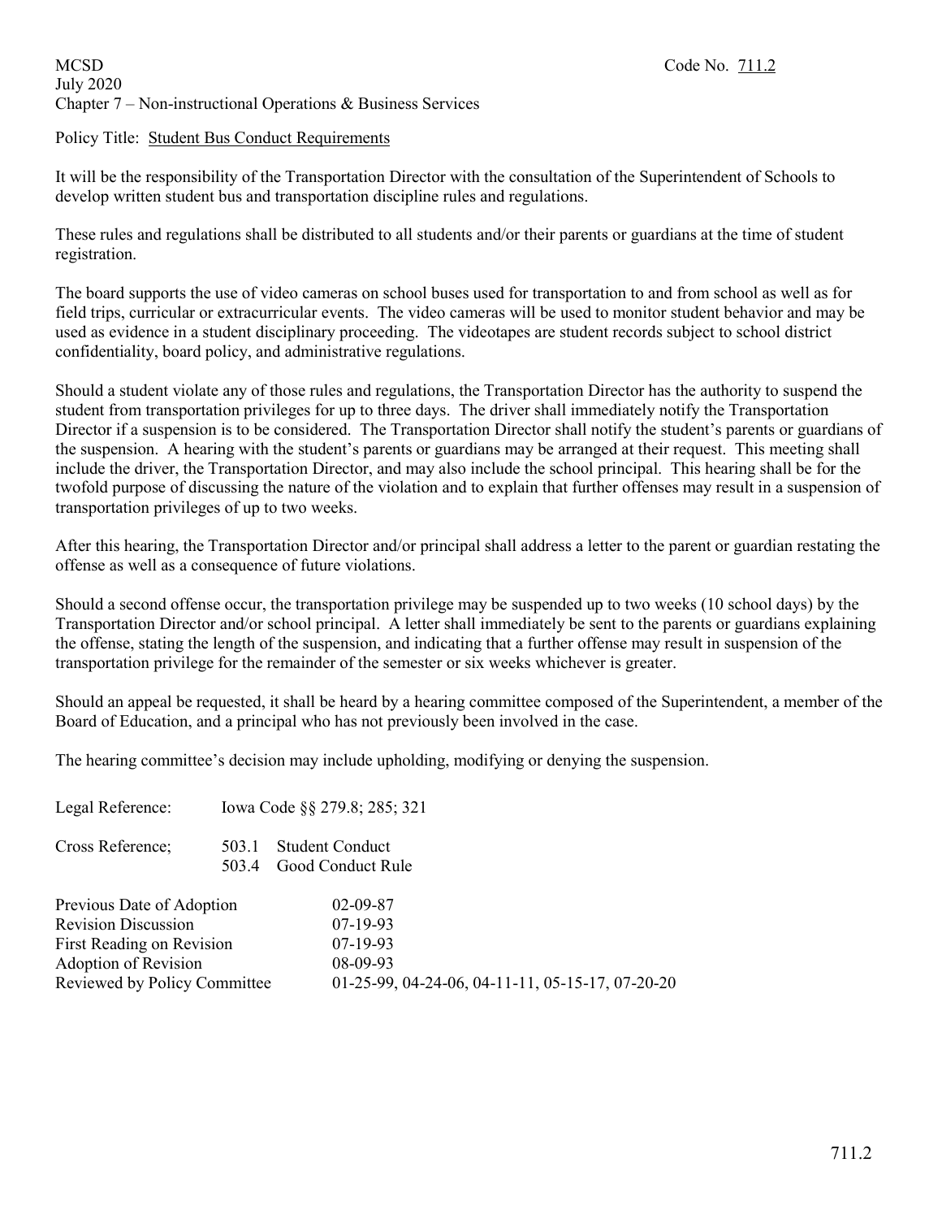MCSD Code No. 711.2
July 2020
Chapter 7 – Non-instructional Operations & Business Services

Policy Title: Student Bus Conduct Requirements

It will be the responsibility of the Transportation Director with the consultation of the Superintendent of Schools to develop written student bus and transportation discipline rules and regulations.

These rules and regulations shall be distributed to all students and/or their parents or guardians at the time of student registration.

The board supports the use of video cameras on school buses used for transportation to and from school as well as for field trips, curricular or extracurricular events. The video cameras will be used to monitor student behavior and may be used as evidence in a student disciplinary proceeding. The videotapes are student records subject to school district confidentiality, board policy, and administrative regulations.

Should a student violate any of those rules and regulations, the Transportation Director has the authority to suspend the student from transportation privileges for up to three days. The driver shall immediately notify the Transportation Director if a suspension is to be considered. The Transportation Director shall notify the student's parents or guardians of the suspension. A hearing with the student's parents or guardians may be arranged at their request. This meeting shall include the driver, the Transportation Director, and may also include the school principal. This hearing shall be for the twofold purpose of discussing the nature of the violation and to explain that further offenses may result in a suspension of transportation privileges of up to two weeks.

After this hearing, the Transportation Director and/or principal shall address a letter to the parent or guardian restating the offense as well as a consequence of future violations.

Should a second offense occur, the transportation privilege may be suspended up to two weeks (10 school days) by the Transportation Director and/or school principal. A letter shall immediately be sent to the parents or guardians explaining the offense, stating the length of the suspension, and indicating that a further offense may result in suspension of the transportation privilege for the remainder of the semester or six weeks whichever is greater.

Should an appeal be requested, it shall be heard by a hearing committee composed of the Superintendent, a member of the Board of Education, and a principal who has not previously been involved in the case.

The hearing committee's decision may include upholding, modifying or denying the suspension.

Legal Reference: Iowa Code §§ 279.8; 285; 321

Cross Reference; 503.1 Student Conduct
503.4 Good Conduct Rule

| | |
|---|---|
| Previous Date of Adoption | 02-09-87 |
| Revision Discussion | 07-19-93 |
| First Reading on Revision | 07-19-93 |
| Adoption of Revision | 08-09-93 |
| Reviewed by Policy Committee | 01-25-99, 04-24-06, 04-11-11, 05-15-17, 07-20-20 |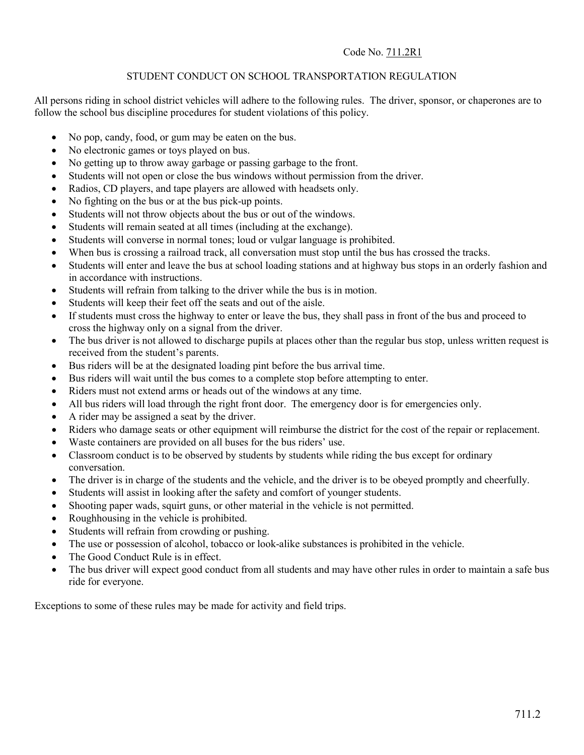Code No. 711.2R1

## STUDENT CONDUCT ON SCHOOL TRANSPORTATION REGULATION

All persons riding in school district vehicles will adhere to the following rules. The driver, sponsor, or chaperones are to follow the school bus discipline procedures for student violations of this policy.

- No pop, candy, food, or gum may be eaten on the bus.
- No electronic games or toys played on bus.
- No getting up to throw away garbage or passing garbage to the front.
- Students will not open or close the bus windows without permission from the driver.
- Radios, CD players, and tape players are allowed with headsets only.
- No fighting on the bus or at the bus pick-up points.
- Students will not throw objects about the bus or out of the windows.
- Students will remain seated at all times (including at the exchange).
- Students will converse in normal tones; loud or vulgar language is prohibited.
- When bus is crossing a railroad track, all conversation must stop until the bus has crossed the tracks.
- Students will enter and leave the bus at school loading stations and at highway bus stops in an orderly fashion and in accordance with instructions.
- Students will refrain from talking to the driver while the bus is in motion.
- Students will keep their feet off the seats and out of the aisle.
- If students must cross the highway to enter or leave the bus, they shall pass in front of the bus and proceed to cross the highway only on a signal from the driver.
- The bus driver is not allowed to discharge pupils at places other than the regular bus stop, unless written request is received from the student's parents.
- Bus riders will be at the designated loading pint before the bus arrival time.
- Bus riders will wait until the bus comes to a complete stop before attempting to enter.
- Riders must not extend arms or heads out of the windows at any time.
- All bus riders will load through the right front door. The emergency door is for emergencies only.
- A rider may be assigned a seat by the driver.
- Riders who damage seats or other equipment will reimburse the district for the cost of the repair or replacement.
- Waste containers are provided on all buses for the bus riders' use.
- Classroom conduct is to be observed by students by students while riding the bus except for ordinary conversation.
- The driver is in charge of the students and the vehicle, and the driver is to be obeyed promptly and cheerfully.
- Students will assist in looking after the safety and comfort of younger students.
- Shooting paper wads, squirt guns, or other material in the vehicle is not permitted.
- Roughhousing in the vehicle is prohibited.
- Students will refrain from crowding or pushing.
- The use or possession of alcohol, tobacco or look-alike substances is prohibited in the vehicle.
- The Good Conduct Rule is in effect.
- The bus driver will expect good conduct from all students and may have other rules in order to maintain a safe bus ride for everyone.

Exceptions to some of these rules may be made for activity and field trips.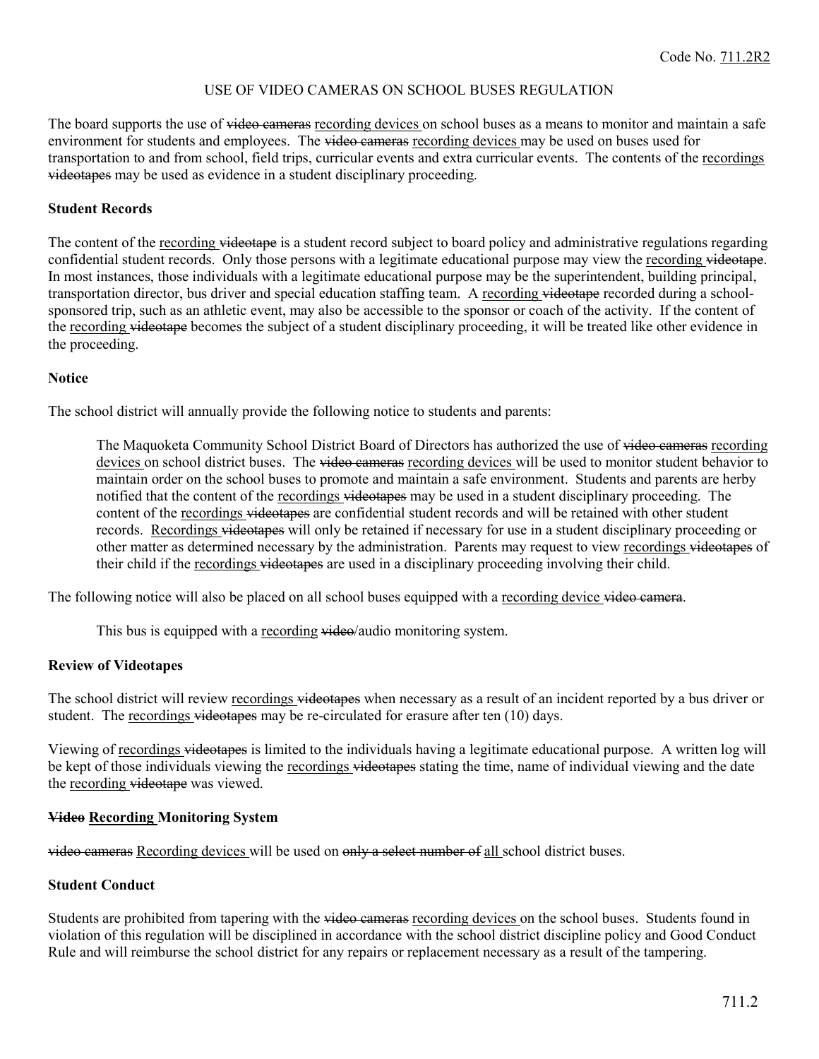Code No. 711.2R2

## USE OF VIDEO CAMERAS ON SCHOOL BUSES REGULATION

The board supports the use of ~~video cameras~~ recording devices on school buses as a means to monitor and maintain a safe environment for students and employees. The ~~video cameras~~ recording devices may be used on buses used for transportation to and from school, field trips, curricular events and extra curricular events. The contents of the recordings ~~videotapes~~ may be used as evidence in a student disciplinary proceeding.

### Student Records

The content of the recording ~~videotape~~ is a student record subject to board policy and administrative regulations regarding confidential student records. Only those persons with a legitimate educational purpose may view the recording ~~videotape~~. In most instances, those individuals with a legitimate educational purpose may be the superintendent, building principal, transportation director, bus driver and special education staffing team. A recording ~~videotape~~ recorded during a school-sponsored trip, such as an athletic event, may also be accessible to the sponsor or coach of the activity. If the content of the recording ~~videotape~~ becomes the subject of a student disciplinary proceeding, it will be treated like other evidence in the proceeding.

### Notice

The school district will annually provide the following notice to students and parents:

> The Maquoketa Community School District Board of Directors has authorized the use of ~~video cameras~~ recording devices on school district buses. The ~~video cameras~~ recording devices will be used to monitor student behavior to maintain order on the school buses to promote and maintain a safe environment. Students and parents are herby notified that the content of the recordings ~~videotapes~~ may be used in a student disciplinary proceeding. The content of the recordings ~~videotapes~~ are confidential student records and will be retained with other student records. Recordings ~~videotapes~~ will only be retained if necessary for use in a student disciplinary proceeding or other matter as determined necessary by the administration. Parents may request to view recordings ~~videotapes~~ of their child if the recordings ~~videotapes~~ are used in a disciplinary proceeding involving their child.

The following notice will also be placed on all school buses equipped with a recording device ~~video camera~~.

> This bus is equipped with a recording ~~video~~/audio monitoring system.

### Review of Videotapes

The school district will review recordings ~~videotapes~~ when necessary as a result of an incident reported by a bus driver or student. The recordings ~~videotapes~~ may be re-circulated for erasure after ten (10) days.

Viewing of recordings ~~videotapes~~ is limited to the individuals having a legitimate educational purpose. A written log will be kept of those individuals viewing the recordings ~~videotapes~~ stating the time, name of individual viewing and the date the recording ~~videotape~~ was viewed.

### ~~Video~~ Recording Monitoring System

~~video cameras~~ Recording devices will be used on ~~only a select number of~~ all school district buses.

### Student Conduct

Students are prohibited from tapering with the ~~video cameras~~ recording devices on the school buses. Students found in violation of this regulation will be disciplined in accordance with the school district discipline policy and Good Conduct Rule and will reimburse the school district for any repairs or replacement necessary as a result of the tampering.